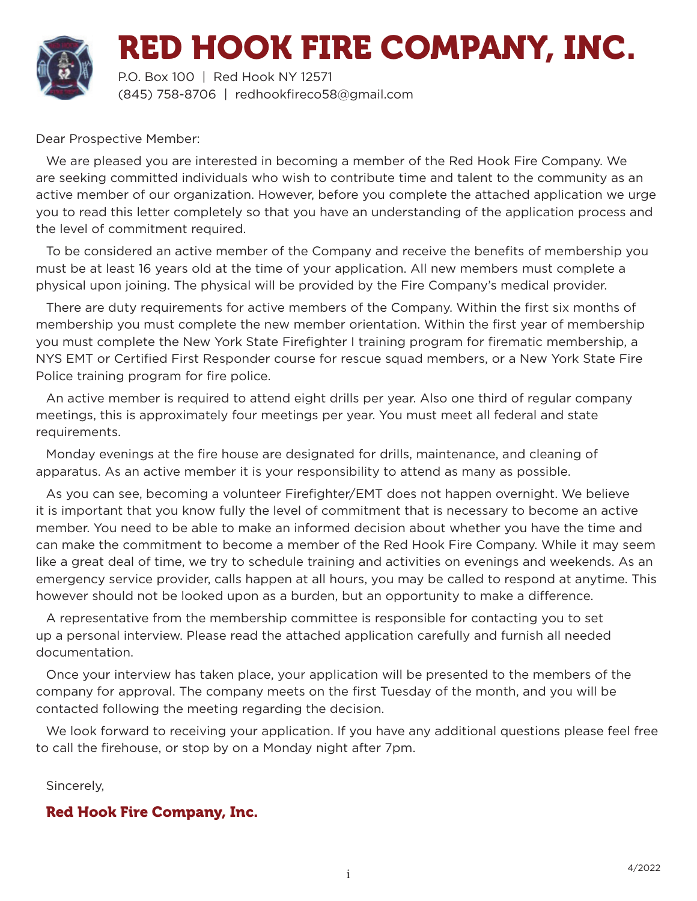# RED HOOK FIRE COMPANY, INC.

P.O. Box 100 | Red Hook NY 12571
(845) 758-8706 | redhookfireco58@gmail.com

Dear Prospective Member:

We are pleased you are interested in becoming a member of the Red Hook Fire Company. We are seeking committed individuals who wish to contribute time and talent to the community as an active member of our organization. However, before you complete the attached application we urge you to read this letter completely so that you have an understanding of the application process and the level of commitment required.

To be considered an active member of the Company and receive the benefits of membership you must be at least 16 years old at the time of your application. All new members must complete a physical upon joining. The physical will be provided by the Fire Company's medical provider.

There are duty requirements for active members of the Company. Within the first six months of membership you must complete the new member orientation. Within the first year of membership you must complete the New York State Firefighter I training program for firematic membership, a NYS EMT or Certified First Responder course for rescue squad members, or a New York State Fire Police training program for fire police.

An active member is required to attend eight drills per year. Also one third of regular company meetings, this is approximately four meetings per year. You must meet all federal and state requirements.

Monday evenings at the fire house are designated for drills, maintenance, and cleaning of apparatus. As an active member it is your responsibility to attend as many as possible.

As you can see, becoming a volunteer Firefighter/EMT does not happen overnight. We believe it is important that you know fully the level of commitment that is necessary to become an active member. You need to be able to make an informed decision about whether you have the time and can make the commitment to become a member of the Red Hook Fire Company. While it may seem like a great deal of time, we try to schedule training and activities on evenings and weekends. As an emergency service provider, calls happen at all hours, you may be called to respond at anytime. This however should not be looked upon as a burden, but an opportunity to make a difference.

A representative from the membership committee is responsible for contacting you to set up a personal interview. Please read the attached application carefully and furnish all needed documentation.

Once your interview has taken place, your application will be presented to the members of the company for approval. The company meets on the first Tuesday of the month, and you will be contacted following the meeting regarding the decision.

We look forward to receiving your application. If you have any additional questions please feel free to call the firehouse, or stop by on a Monday night after 7pm.

Sincerely,

**Red Hook Fire Company, Inc.**

4/2022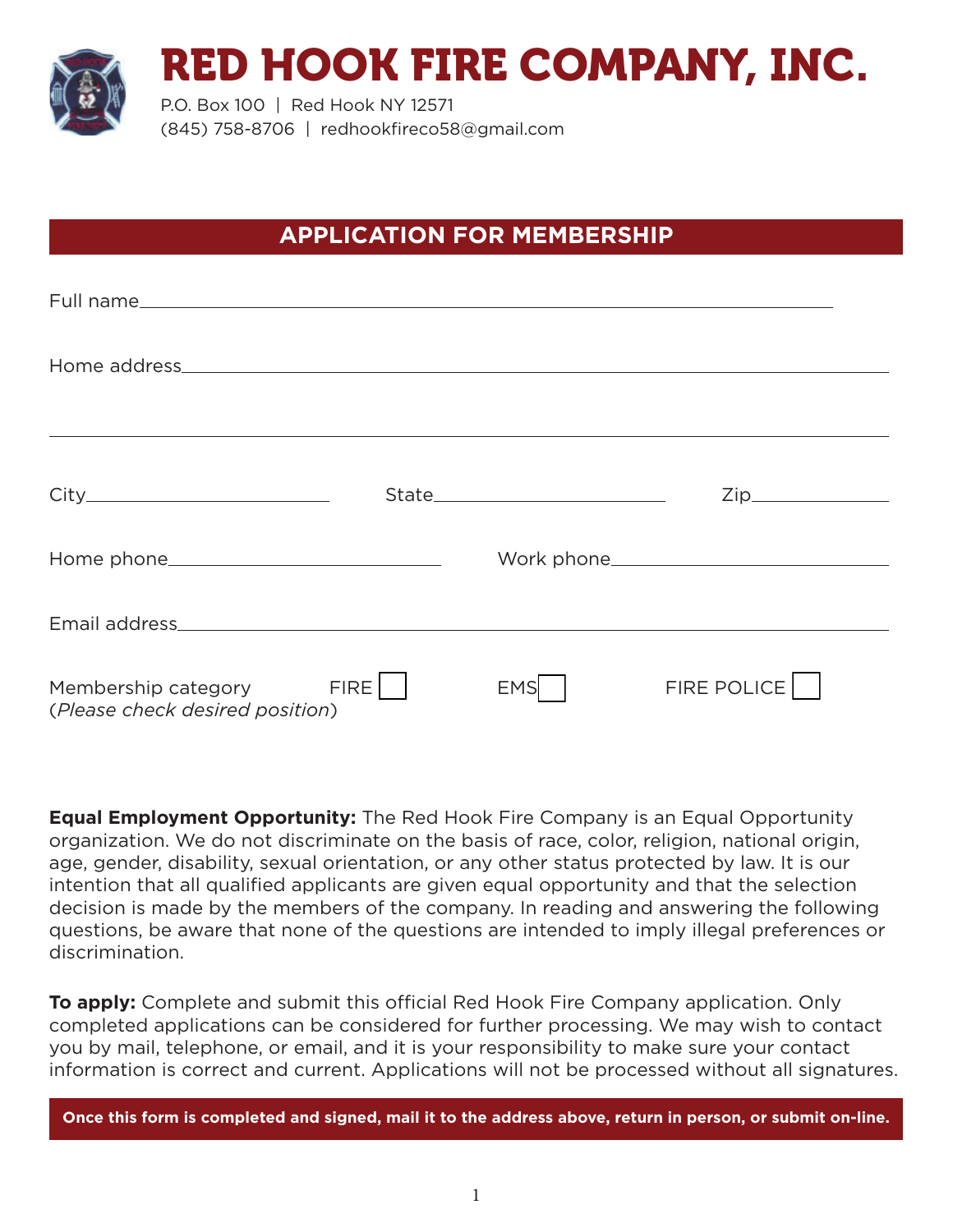# RED HOOK FIRE COMPANY, INC.

P.O. Box 100 | Red Hook NY 12571
(845) 758-8706 | redhookfireco58@gmail.com

## APPLICATION FOR MEMBERSHIP

Full name\_\_\_\_\_\_\_\_\_\_\_\_\_\_\_\_\_\_\_\_\_\_\_\_\_\_\_\_\_\_\_\_\_\_\_\_\_\_\_\_\_\_\_\_\_\_\_\_\_\_\_\_\_\_\_\_\_\_\_\_

Home address\_\_\_\_\_\_\_\_\_\_\_\_\_\_\_\_\_\_\_\_\_\_\_\_\_\_\_\_\_\_\_\_\_\_\_\_\_\_\_\_\_\_\_\_\_\_\_\_\_\_\_\_\_\_\_\_\_\_\_

\_\_\_\_\_\_\_\_\_\_\_\_\_\_\_\_\_\_\_\_\_\_\_\_\_\_\_\_\_\_\_\_\_\_\_\_\_\_\_\_\_\_\_\_\_\_\_\_\_\_\_\_\_\_\_\_\_\_\_\_\_\_\_\_\_\_\_\_\_\_\_\_\_\_

City\_\_\_\_\_\_\_\_\_\_\_\_\_\_\_\_\_\_\_\_\_\_ State\_\_\_\_\_\_\_\_\_\_\_\_\_\_\_\_\_\_\_\_\_\_ Zip\_\_\_\_\_\_\_\_\_\_\_\_

Home phone\_\_\_\_\_\_\_\_\_\_\_\_\_\_\_\_\_\_\_\_\_\_\_\_\_\_ Work phone\_\_\_\_\_\_\_\_\_\_\_\_\_\_\_\_\_\_\_\_\_\_\_\_\_\_

Email address\_\_\_\_\_\_\_\_\_\_\_\_\_\_\_\_\_\_\_\_\_\_\_\_\_\_\_\_\_\_\_\_\_\_\_\_\_\_\_\_\_\_\_\_\_\_\_\_\_\_\_\_\_\_\_\_\_\_\_\_

Membership category FIRE ☐ EMS ☐ FIRE POLICE ☐
(*Please check desired position*)

**Equal Employment Opportunity:** The Red Hook Fire Company is an Equal Opportunity organization. We do not discriminate on the basis of race, color, religion, national origin, age, gender, disability, sexual orientation, or any other status protected by law. It is our intention that all qualified applicants are given equal opportunity and that the selection decision is made by the members of the company. In reading and answering the following questions, be aware that none of the questions are intended to imply illegal preferences or discrimination.

**To apply:** Complete and submit this official Red Hook Fire Company application. Only completed applications can be considered for further processing. We may wish to contact you by mail, telephone, or email, and it is your responsibility to make sure your contact information is correct and current. Applications will not be processed without all signatures.

**Once this form is completed and signed, mail it to the address above, return in person, or submit on-line.**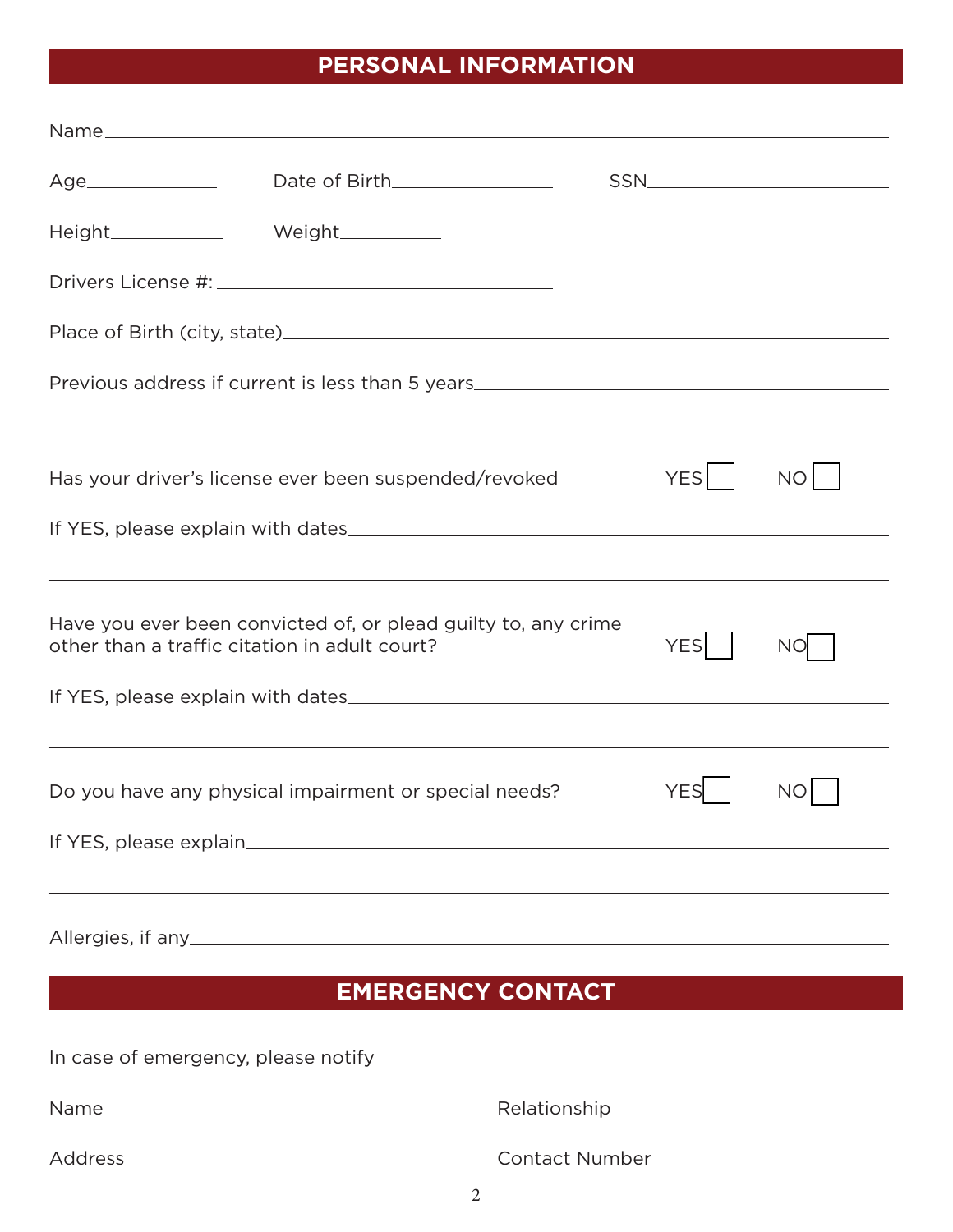## PERSONAL INFORMATION

Name\_\_\_\_\_\_\_\_\_\_\_\_\_\_\_\_\_\_\_\_\_\_\_\_\_\_\_\_\_\_\_\_\_\_\_\_\_\_\_\_\_\_\_\_\_\_\_\_\_\_\_\_\_\_\_\_

Age\_\_\_\_\_\_\_\_\_\_ Date of Birth\_\_\_\_\_\_\_\_\_\_\_\_ SSN\_\_\_\_\_\_\_\_\_\_\_\_\_\_\_\_\_\_

Height\_\_\_\_\_\_\_\_\_ Weight\_\_\_\_\_\_\_\_

Drivers License #: \_\_\_\_\_\_\_\_\_\_\_\_\_\_\_\_\_\_\_\_\_\_\_\_\_\_

Place of Birth (city, state)\_\_\_\_\_\_\_\_\_\_\_\_\_\_\_\_\_\_\_\_\_\_\_\_\_\_\_\_\_\_\_\_\_\_\_\_\_\_\_\_

Previous address if current is less than 5 years\_\_\_\_\_\_\_\_\_\_\_\_\_\_\_\_\_\_\_\_\_\_\_\_\_\_\_\_\_

\_\_\_\_\_\_\_\_\_\_\_\_\_\_\_\_\_\_\_\_\_\_\_\_\_\_\_\_\_\_\_\_\_\_\_\_\_\_\_\_\_\_\_\_\_\_\_\_\_\_\_\_\_\_\_\_\_\_\_\_

Has your driver's license ever been suspended/revoked YES ☐ NO ☐

If YES, please explain with dates\_\_\_\_\_\_\_\_\_\_\_\_\_\_\_\_\_\_\_\_\_\_\_\_\_\_\_\_\_\_\_\_\_\_\_\_\_\_\_

\_\_\_\_\_\_\_\_\_\_\_\_\_\_\_\_\_\_\_\_\_\_\_\_\_\_\_\_\_\_\_\_\_\_\_\_\_\_\_\_\_\_\_\_\_\_\_\_\_\_\_\_\_\_\_\_\_\_\_\_

Have you ever been convicted of, or plead guilty to, any crime other than a traffic citation in adult court? YES ☐ NO ☐

If YES, please explain with dates\_\_\_\_\_\_\_\_\_\_\_\_\_\_\_\_\_\_\_\_\_\_\_\_\_\_\_\_\_\_\_\_\_\_\_\_\_\_\_

\_\_\_\_\_\_\_\_\_\_\_\_\_\_\_\_\_\_\_\_\_\_\_\_\_\_\_\_\_\_\_\_\_\_\_\_\_\_\_\_\_\_\_\_\_\_\_\_\_\_\_\_\_\_\_\_\_\_\_\_

Do you have any physical impairment or special needs? YES ☐ NO ☐

If YES, please explain\_\_\_\_\_\_\_\_\_\_\_\_\_\_\_\_\_\_\_\_\_\_\_\_\_\_\_\_\_\_\_\_\_\_\_\_\_\_\_\_\_\_\_\_\_\_\_

\_\_\_\_\_\_\_\_\_\_\_\_\_\_\_\_\_\_\_\_\_\_\_\_\_\_\_\_\_\_\_\_\_\_\_\_\_\_\_\_\_\_\_\_\_\_\_\_\_\_\_\_\_\_\_\_\_\_\_\_

Allergies, if any\_\_\_\_\_\_\_\_\_\_\_\_\_\_\_\_\_\_\_\_\_\_\_\_\_\_\_\_\_\_\_\_\_\_\_\_\_\_\_\_\_\_\_\_\_\_\_\_\_\_

## EMERGENCY CONTACT

In case of emergency, please notify\_\_\_\_\_\_\_\_\_\_\_\_\_\_\_\_\_\_\_\_\_\_\_\_\_\_\_\_\_\_\_\_\_\_\_\_\_\_

Name\_\_\_\_\_\_\_\_\_\_\_\_\_\_\_\_\_\_\_\_\_\_\_\_\_\_ Relationship\_\_\_\_\_\_\_\_\_\_\_\_\_\_\_\_\_\_\_\_\_\_

Address\_\_\_\_\_\_\_\_\_\_\_\_\_\_\_\_\_\_\_\_\_\_\_\_ Contact Number\_\_\_\_\_\_\_\_\_\_\_\_\_\_\_\_\_\_\_\_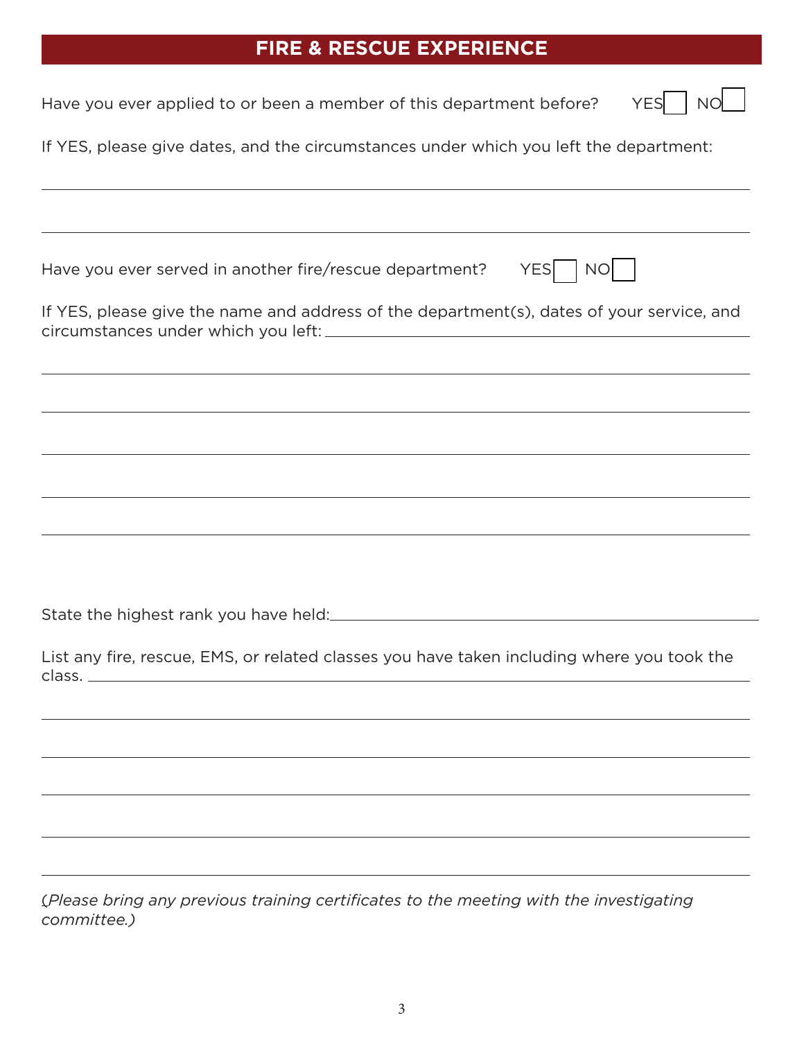## FIRE & RESCUE EXPERIENCE

Have you ever applied to or been a member of this department before? YES ☐ NO ☐

If YES, please give dates, and the circumstances under which you left the department:

______________________________________________________________________

______________________________________________________________________

Have you ever served in another fire/rescue department? YES ☐ NO ☐

If YES, please give the name and address of the department(s), dates of your service, and circumstances under which you left: ______________________________________________________________________

______________________________________________________________________

______________________________________________________________________

______________________________________________________________________

______________________________________________________________________

______________________________________________________________________

State the highest rank you have held: ______________________________________________________________________

List any fire, rescue, EMS, or related classes you have taken including where you took the class. ______________________________________________________________________

______________________________________________________________________

______________________________________________________________________

______________________________________________________________________

______________________________________________________________________

______________________________________________________________________

*(Please bring any previous training certificates to the meeting with the investigating committee.)*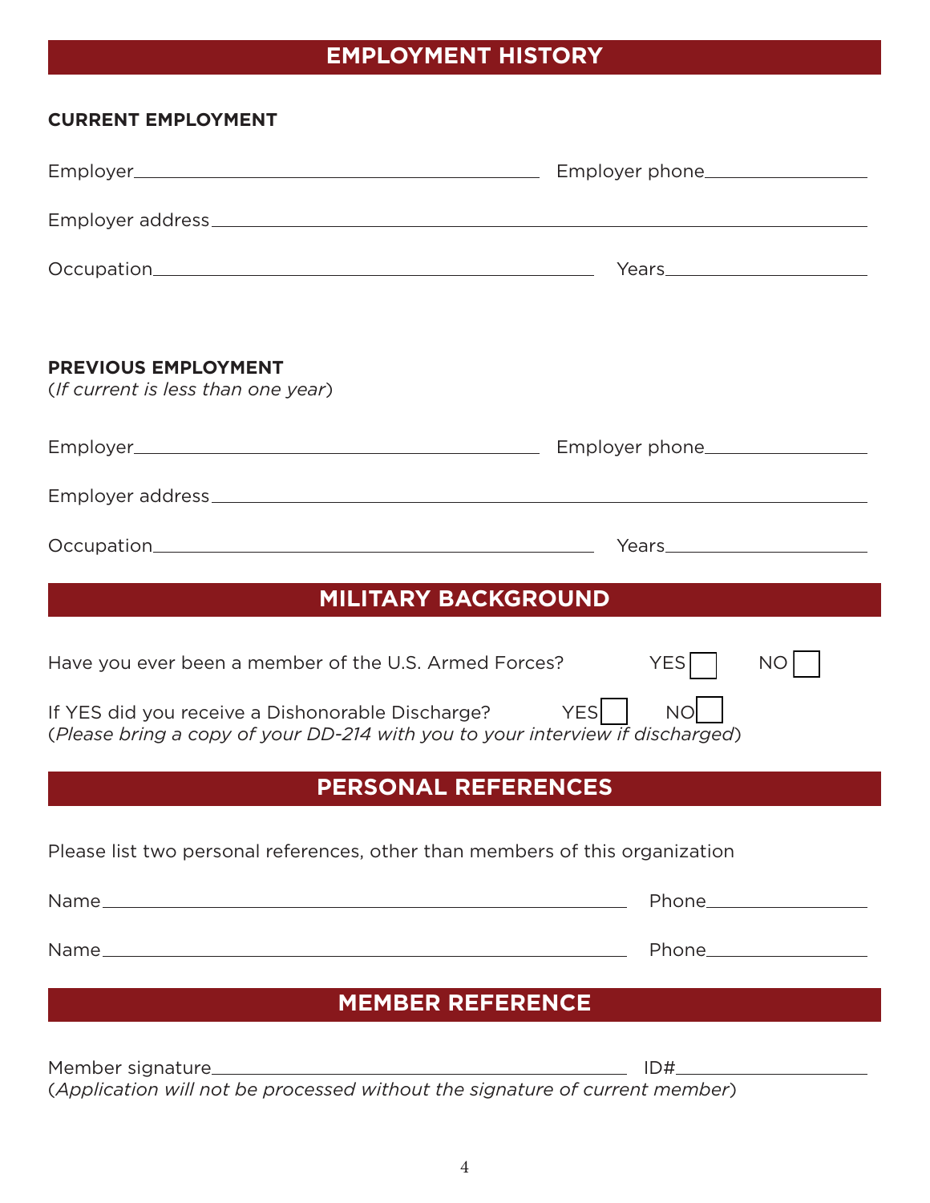## EMPLOYMENT HISTORY

**CURRENT EMPLOYMENT**

Employer\_\_\_\_\_\_\_\_\_\_\_\_\_\_\_\_\_\_\_\_\_\_\_\_\_\_\_\_\_\_ Employer phone\_\_\_\_\_\_\_\_\_\_\_\_\_\_\_\_

Employer address\_\_\_\_\_\_\_\_\_\_\_\_\_\_\_\_\_\_\_\_\_\_\_\_\_\_\_\_\_\_\_\_\_\_\_\_\_\_\_\_\_\_\_\_\_\_\_\_

Occupation\_\_\_\_\_\_\_\_\_\_\_\_\_\_\_\_\_\_\_\_\_\_\_\_\_\_\_\_\_\_ Years\_\_\_\_\_\_\_\_\_\_\_\_\_\_\_\_

**PREVIOUS EMPLOYMENT**
(*If current is less than one year*)

Employer\_\_\_\_\_\_\_\_\_\_\_\_\_\_\_\_\_\_\_\_\_\_\_\_\_\_\_\_\_\_ Employer phone\_\_\_\_\_\_\_\_\_\_\_\_\_\_\_\_

Employer address\_\_\_\_\_\_\_\_\_\_\_\_\_\_\_\_\_\_\_\_\_\_\_\_\_\_\_\_\_\_\_\_\_\_\_\_\_\_\_\_\_\_\_\_\_\_\_\_

Occupation\_\_\_\_\_\_\_\_\_\_\_\_\_\_\_\_\_\_\_\_\_\_\_\_\_\_\_\_\_\_ Years\_\_\_\_\_\_\_\_\_\_\_\_\_\_\_\_

## MILITARY BACKGROUND

Have you ever been a member of the U.S. Armed Forces? YES ☐ NO ☐

If YES did you receive a Dishonorable Discharge? YES ☐ NO ☐
(*Please bring a copy of your DD-214 with you to your interview if discharged*)

## PERSONAL REFERENCES

Please list two personal references, other than members of this organization

Name\_\_\_\_\_\_\_\_\_\_\_\_\_\_\_\_\_\_\_\_\_\_\_\_\_\_\_\_\_\_\_\_\_\_\_\_ Phone\_\_\_\_\_\_\_\_\_\_\_\_\_\_\_\_

Name\_\_\_\_\_\_\_\_\_\_\_\_\_\_\_\_\_\_\_\_\_\_\_\_\_\_\_\_\_\_\_\_\_\_\_\_ Phone\_\_\_\_\_\_\_\_\_\_\_\_\_\_\_\_

## MEMBER REFERENCE

Member signature\_\_\_\_\_\_\_\_\_\_\_\_\_\_\_\_\_\_\_\_\_\_\_\_\_\_\_\_\_\_ ID#\_\_\_\_\_\_\_\_\_\_\_\_\_\_\_\_
(*Application will not be processed without the signature of current member*)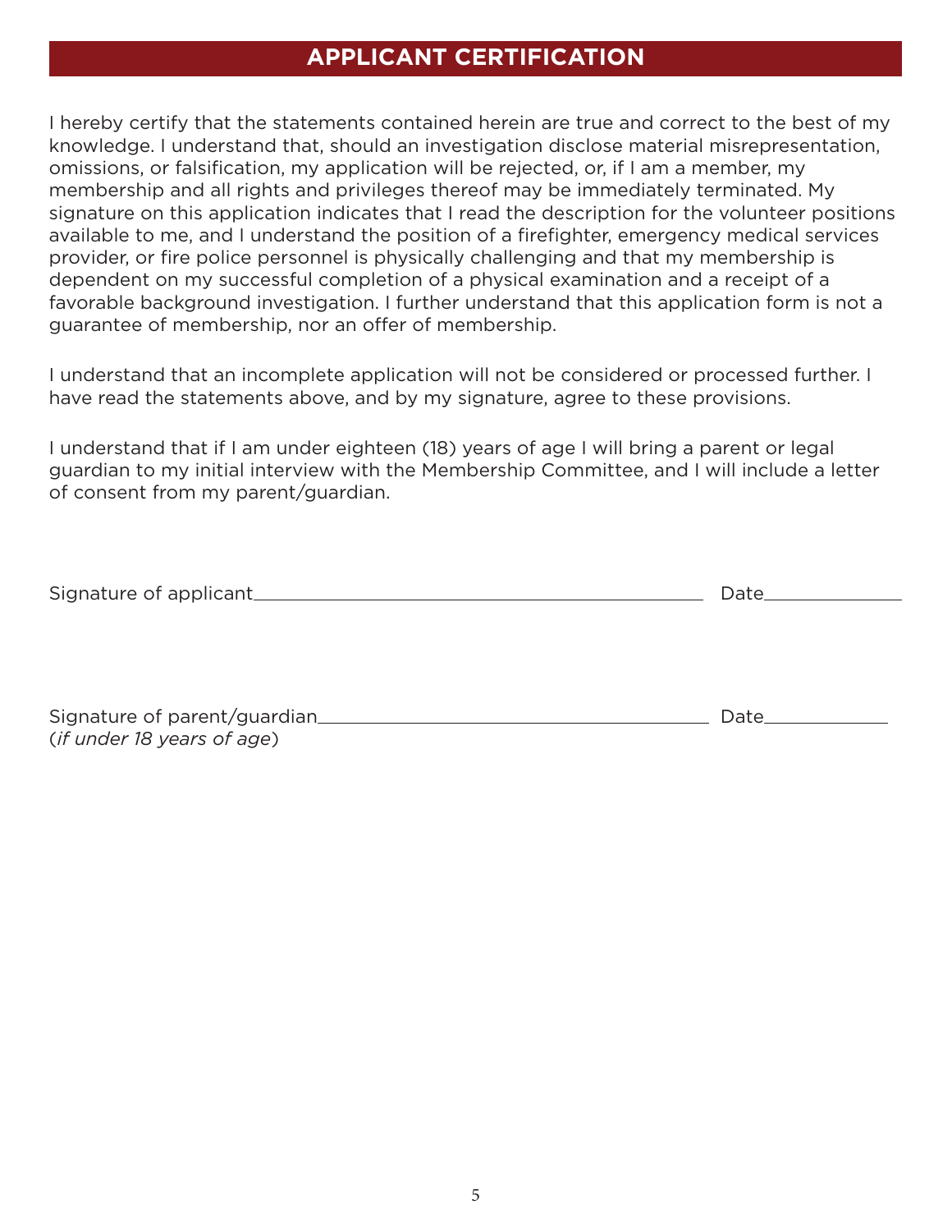## APPLICANT CERTIFICATION

I hereby certify that the statements contained herein are true and correct to the best of my knowledge. I understand that, should an investigation disclose material misrepresentation, omissions, or falsification, my application will be rejected, or, if I am a member, my membership and all rights and privileges thereof may be immediately terminated. My signature on this application indicates that I read the description for the volunteer positions available to me, and I understand the position of a firefighter, emergency medical services provider, or fire police personnel is physically challenging and that my membership is dependent on my successful completion of a physical examination and a receipt of a favorable background investigation. I further understand that this application form is not a guarantee of membership, nor an offer of membership.

I understand that an incomplete application will not be considered or processed further. I have read the statements above, and by my signature, agree to these provisions.

I understand that if I am under eighteen (18) years of age I will bring a parent or legal guardian to my initial interview with the Membership Committee, and I will include a letter of consent from my parent/guardian.

Signature of applicant\_\_\_\_\_\_\_\_\_\_\_\_\_\_\_\_\_\_\_\_\_\_\_\_\_\_\_\_\_\_\_\_\_\_\_\_\_\_ Date\_\_\_\_\_\_\_\_\_\_\_\_

Signature of parent/guardian\_\_\_\_\_\_\_\_\_\_\_\_\_\_\_\_\_\_\_\_\_\_\_\_\_\_\_\_\_\_\_\_\_\_ Date\_\_\_\_\_\_\_\_\_\_\_\_
(*if under 18 years of age*)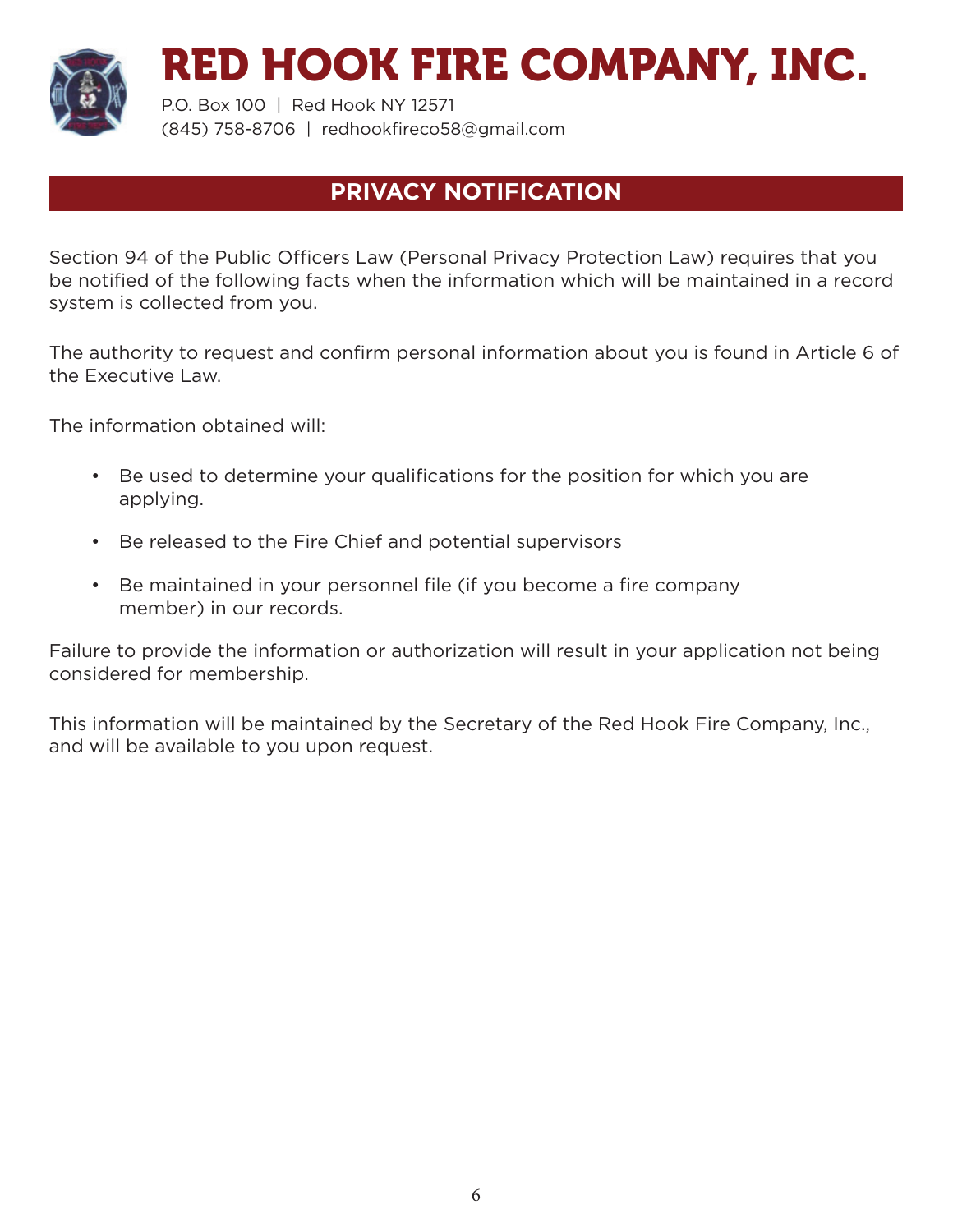# RED HOOK FIRE COMPANY, INC.

P.O. Box 100 | Red Hook NY 12571
(845) 758-8706 | redhookfireco58@gmail.com

## PRIVACY NOTIFICATION

Section 94 of the Public Officers Law (Personal Privacy Protection Law) requires that you be notified of the following facts when the information which will be maintained in a record system is collected from you.

The authority to request and confirm personal information about you is found in Article 6 of the Executive Law.

The information obtained will:

- Be used to determine your qualifications for the position for which you are applying.
- Be released to the Fire Chief and potential supervisors
- Be maintained in your personnel file (if you become a fire company member) in our records.

Failure to provide the information or authorization will result in your application not being considered for membership.

This information will be maintained by the Secretary of the Red Hook Fire Company, Inc., and will be available to you upon request.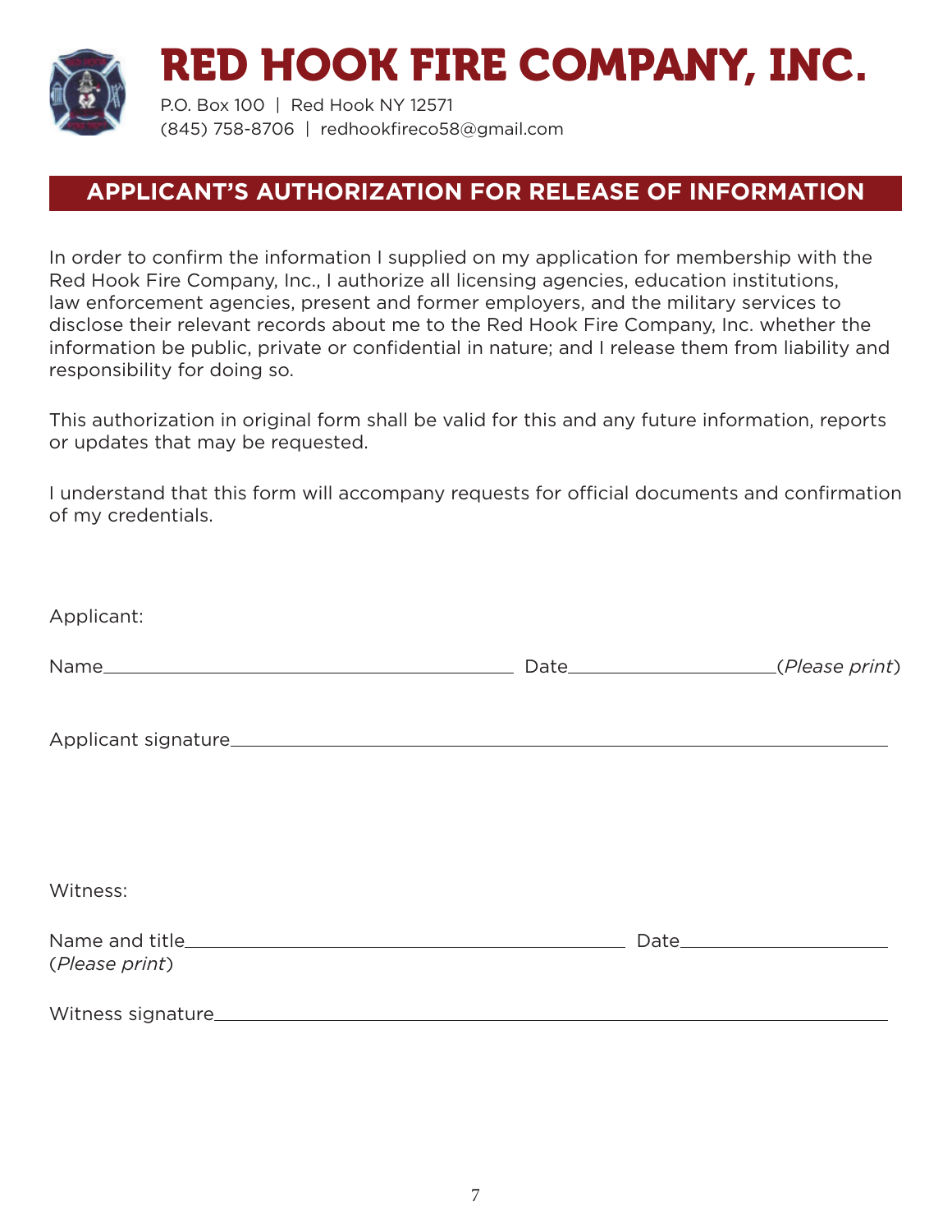# RED HOOK FIRE COMPANY, INC.

P.O. Box 100 | Red Hook NY 12571
(845) 758-8706 | redhookfireco58@gmail.com

## APPLICANT'S AUTHORIZATION FOR RELEASE OF INFORMATION

In order to confirm the information I supplied on my application for membership with the Red Hook Fire Company, Inc., I authorize all licensing agencies, education institutions, law enforcement agencies, present and former employers, and the military services to disclose their relevant records about me to the Red Hook Fire Company, Inc. whether the information be public, private or confidential in nature; and I release them from liability and responsibility for doing so.

This authorization in original form shall be valid for this and any future information, reports or updates that may be requested.

I understand that this form will accompany requests for official documents and confirmation of my credentials.

Applicant:

Name\_\_\_\_\_\_\_\_\_\_\_\_\_\_\_\_\_\_\_\_\_\_\_\_\_\_\_\_\_\_\_\_\_\_\_\_ Date\_\_\_\_\_\_\_\_\_\_\_\_\_\_\_\_\_\_(*Please print*)

Applicant signature\_\_\_\_\_\_\_\_\_\_\_\_\_\_\_\_\_\_\_\_\_\_\_\_\_\_\_\_\_\_\_\_\_\_\_\_\_\_\_\_\_\_\_\_\_\_\_\_\_\_\_\_\_\_

Witness:

Name and title\_\_\_\_\_\_\_\_\_\_\_\_\_\_\_\_\_\_\_\_\_\_\_\_\_\_\_\_\_\_\_\_\_\_\_\_ Date\_\_\_\_\_\_\_\_\_\_\_\_\_\_\_\_\_\_
(*Please print*)

Witness signature\_\_\_\_\_\_\_\_\_\_\_\_\_\_\_\_\_\_\_\_\_\_\_\_\_\_\_\_\_\_\_\_\_\_\_\_\_\_\_\_\_\_\_\_\_\_\_\_\_\_\_\_\_\_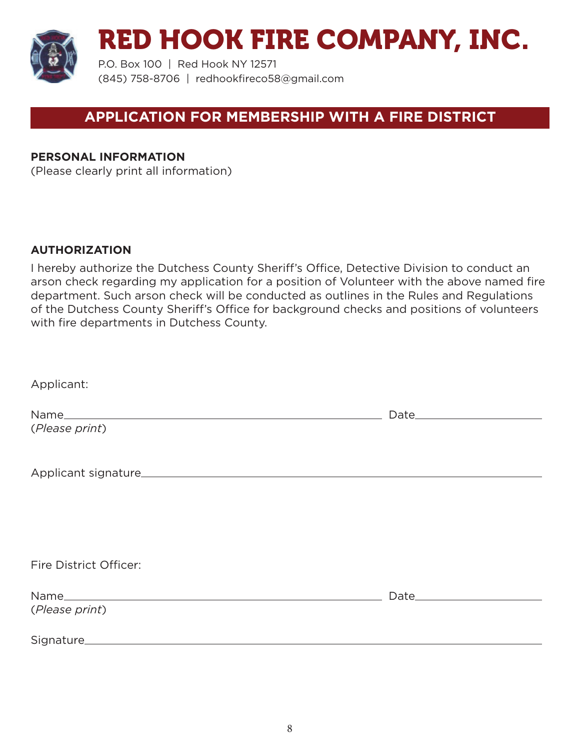# RED HOOK FIRE COMPANY, INC.

P.O. Box 100 | Red Hook NY 12571
(845) 758-8706 | redhookfireco58@gmail.com

## APPLICATION FOR MEMBERSHIP WITH A FIRE DISTRICT

**PERSONAL INFORMATION**
(Please clearly print all information)

**AUTHORIZATION**

I hereby authorize the Dutchess County Sheriff's Office, Detective Division to conduct an arson check regarding my application for a position of Volunteer with the above named fire department. Such arson check will be conducted as outlines in the Rules and Regulations of the Dutchess County Sheriff's Office for background checks and positions of volunteers with fire departments in Dutchess County.

Applicant:

Name\_\_\_\_\_\_\_\_\_\_\_\_\_\_\_\_\_\_\_\_\_\_\_\_\_\_\_\_\_\_\_\_\_\_\_\_\_\_\_\_ Date\_\_\_\_\_\_\_\_\_\_\_\_\_\_\_\_\_\_
(*Please print*)

Applicant signature\_\_\_\_\_\_\_\_\_\_\_\_\_\_\_\_\_\_\_\_\_\_\_\_\_\_\_\_\_\_\_\_\_\_\_\_\_\_\_\_\_\_\_\_\_\_

Fire District Officer:

Name\_\_\_\_\_\_\_\_\_\_\_\_\_\_\_\_\_\_\_\_\_\_\_\_\_\_\_\_\_\_\_\_\_\_\_\_\_\_\_\_ Date\_\_\_\_\_\_\_\_\_\_\_\_\_\_\_\_\_\_
(*Please print*)

Signature\_\_\_\_\_\_\_\_\_\_\_\_\_\_\_\_\_\_\_\_\_\_\_\_\_\_\_\_\_\_\_\_\_\_\_\_\_\_\_\_\_\_\_\_\_\_\_\_\_\_\_\_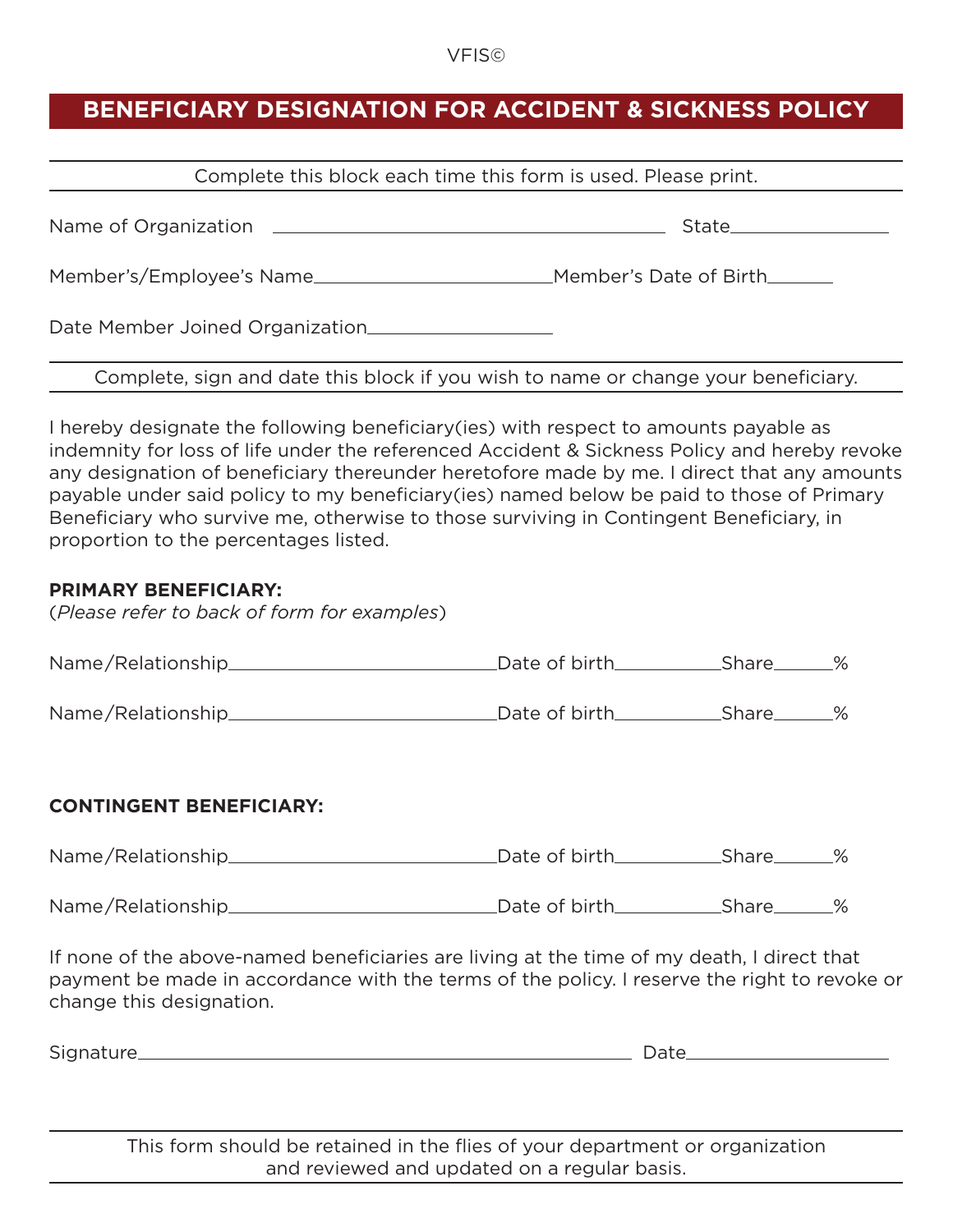VFIS©

# BENEFICIARY DESIGNATION FOR ACCIDENT & SICKNESS POLICY

Complete this block each time this form is used. Please print.

Name of Organization ______________________________ State______________

Member's/Employee's Name______________________Member's Date of Birth______

Date Member Joined Organization________________

Complete, sign and date this block if you wish to name or change your beneficiary.

I hereby designate the following beneficiary(ies) with respect to amounts payable as indemnity for loss of life under the referenced Accident & Sickness Policy and hereby revoke any designation of beneficiary thereunder heretofore made by me. I direct that any amounts payable under said policy to my beneficiary(ies) named below be paid to those of Primary Beneficiary who survive me, otherwise to those surviving in Contingent Beneficiary, in proportion to the percentages listed.

**PRIMARY BENEFICIARY:**
(*Please refer to back of form for examples*)

Name/Relationship________________________Date of birth__________Share_____%

Name/Relationship________________________Date of birth__________Share_____%

**CONTINGENT BENEFICIARY:**

Name/Relationship________________________Date of birth__________Share_____%

Name/Relationship________________________Date of birth__________Share_____%

If none of the above-named beneficiaries are living at the time of my death, I direct that payment be made in accordance with the terms of the policy. I reserve the right to revoke or change this designation.

Signature____________________________________________ Date__________________

This form should be retained in the flies of your department or organization and reviewed and updated on a regular basis.